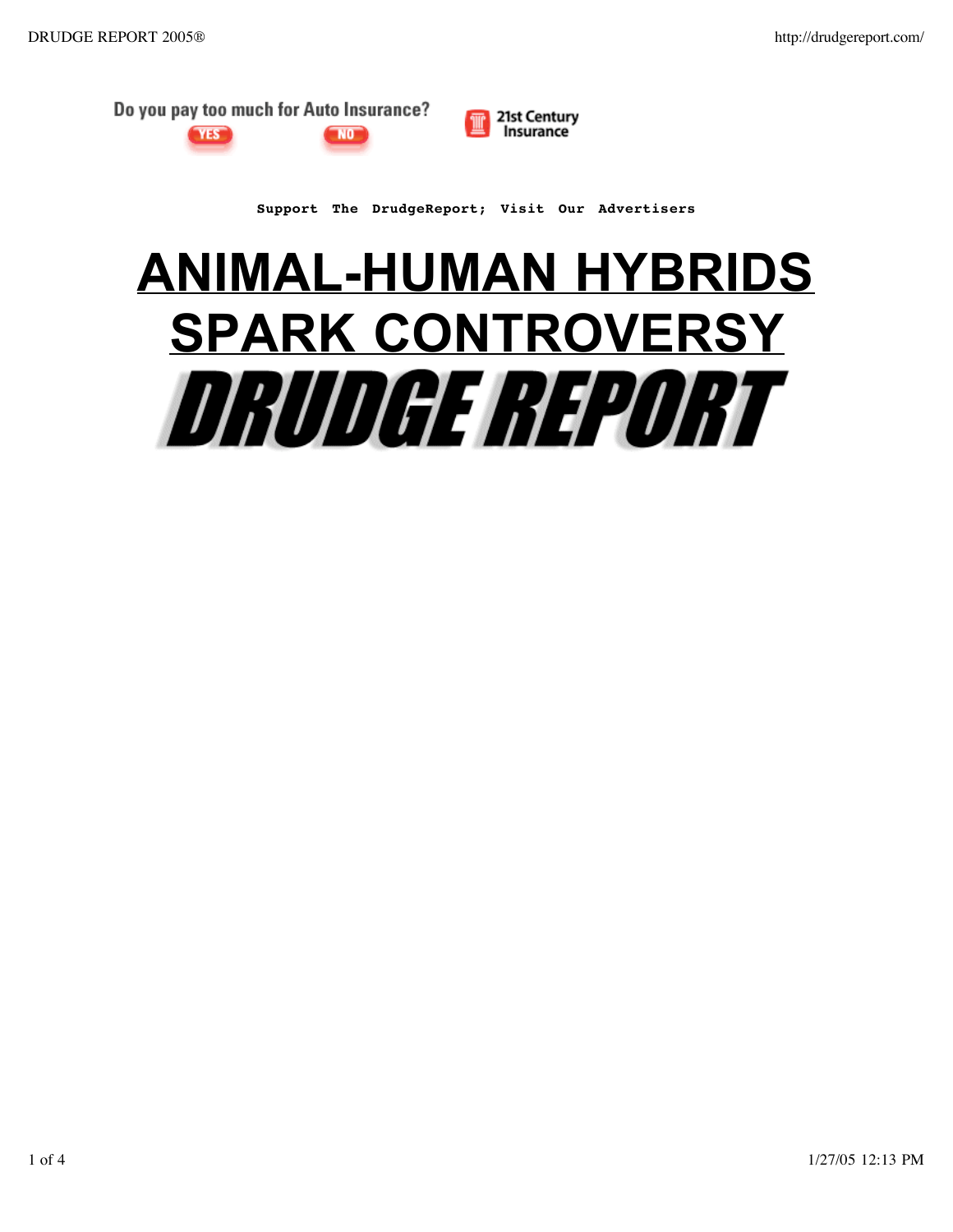Do you pay too much for Auto Insurance? YES NO

21st Century Insurance

**Support The DrudgeReport; Visit Our Advertisers**

# ANIMAL-HUMAN HYBRIDS SPARK CONTROVERSY

# DRUDGE REPORT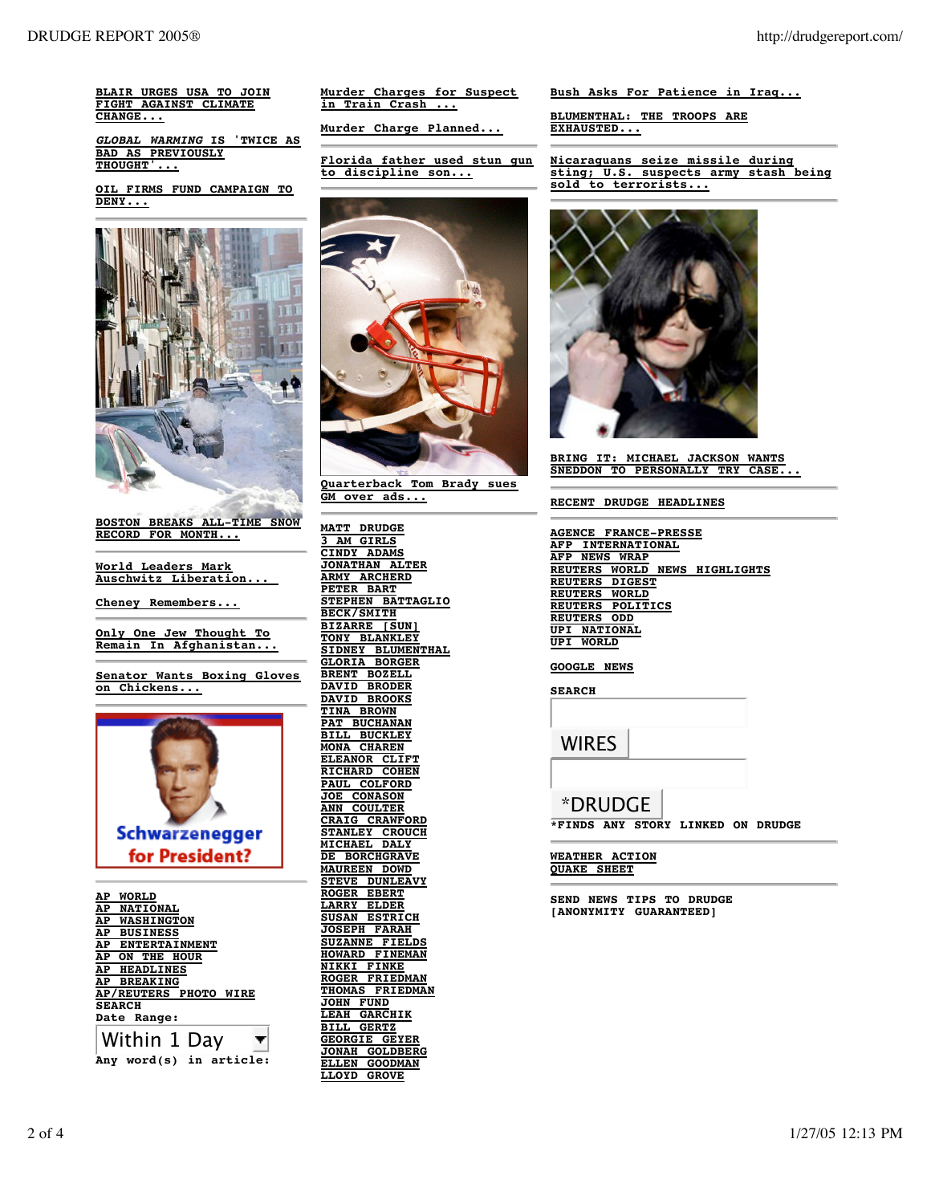BLAIR URGES USA TO JOIN FIGHT AGAINST CLIMATE CHANGE...

*GLOBAL WARMING* IS 'TWICE AS BAD AS PREVIOUSLY THOUGHT'...

OIL FIRMS FUND CAMPAIGN TO DENY...

BOSTON BREAKS ALL-TIME SNOW RECORD FOR MONTH...

World Leaders Mark Auschwitz Liberation...

Cheney Remembers...

Only One Jew Thought To Remain In Afghanistan...

Senator Wants Boxing Gloves on Chickens...

Schwarzenegger for President?

AP WORLD
AP NATIONAL
AP WASHINGTON
AP BUSINESS
AP ENTERTAINMENT
AP ON THE HOUR
AP HEADLINES
AP BREAKING
AP/REUTERS PHOTO WIRE

SEARCH
Date Range:
Within 1 Day
Any word(s) in article:

Murder Charges for Suspect in Train Crash ...

Murder Charge Planned...

Florida father used stun gun to discipline son...

Quarterback Tom Brady sues GM over ads...

MATT DRUDGE
3 AM GIRLS
CINDY ADAMS
JONATHAN ALTER
ARMY ARCHERD
PETER BART
STEPHEN BATTAGLIO
BECK/SMITH
BIZARRE [SUN]
TONY BLANKLEY
SIDNEY BLUMENTHAL
GLORIA BORGER
BRENT BOZELL
DAVID BRODER
DAVID BROOKS
TINA BROWN
PAT BUCHANAN
BILL BUCKLEY
MONA CHAREN
ELEANOR CLIFT
RICHARD COHEN
PAUL COLFORD
JOE CONASON
ANN COULTER
CRAIG CRAWFORD
STANLEY CROUCH
MICHAEL DALY
DE BORCHGRAVE
MAUREEN DOWD
STEVE DUNLEAVY
ROGER EBERT
LARRY ELDER
SUSAN ESTRICH
JOSEPH FARAH
SUZANNE FIELDS
HOWARD FINEMAN
NIKKI FINKE
ROGER FRIEDMAN
THOMAS FRIEDMAN
JOHN FUND
LEAH GARCHIK
BILL GERTZ
GEORGIE GEYER
JONAH GOLDBERG
ELLEN GOODMAN
LLOYD GROVE

Bush Asks For Patience in Iraq...

BLUMENTHAL: THE TROOPS ARE EXHAUSTED...

Nicaraguans seize missile during sting; U.S. suspects army stash being sold to terrorists...

BRING IT: MICHAEL JACKSON WANTS SNEDDON TO PERSONALLY TRY CASE...

RECENT DRUDGE HEADLINES

AGENCE FRANCE-PRESSE
AFP INTERNATIONAL
AFP NEWS WRAP
REUTERS WORLD NEWS HIGHLIGHTS
REUTERS DIGEST
REUTERS WORLD
REUTERS POLITICS
REUTERS ODD
UPI NATIONAL
UPI WORLD

GOOGLE NEWS

SEARCH

WIRES

*DRUDGE

*FINDS ANY STORY LINKED ON DRUDGE

WEATHER ACTION
QUAKE SHEET

SEND NEWS TIPS TO DRUDGE
[ANONYMITY GUARANTEED]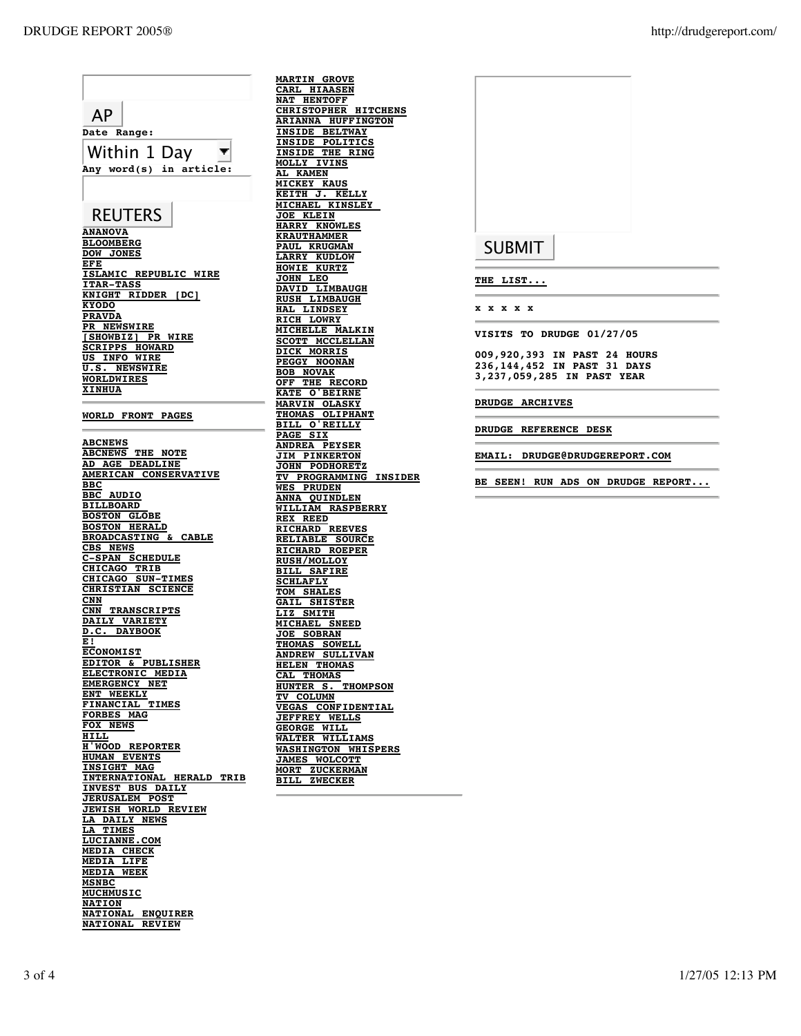AP

Date Range:

Within 1 Day

Any word(s) in article:

REUTERS

**ANANOVA**
**BLOOMBERG**
**DOW JONES**
**EFE**
**ISLAMIC REPUBLIC WIRE**
**ITAR-TASS**
**KNIGHT RIDDER [DC]**
**KYODO**
**PRAVDA**
**PR NEWSWIRE**
**[SHOWBIZ] PR WIRE**
**SCRIPPS HOWARD**
**US INFO WIRE**
**U.S. NEWSWIRE**
**WORLDWIRES**
**XINHUA**

---

**WORLD FRONT PAGES**

---

**ABCNEWS**
**ABCNEWS THE NOTE**
**AD AGE DEADLINE**
**AMERICAN CONSERVATIVE**
**BBC**
**BBC AUDIO**
**BILLBOARD**
**BOSTON GLOBE**
**BOSTON HERALD**
**BROADCASTING & CABLE**
**CBS NEWS**
**C-SPAN SCHEDULE**
**CHICAGO TRIB**
**CHICAGO SUN-TIMES**
**CHRISTIAN SCIENCE**
**CNN**
**CNN TRANSCRIPTS**
**DAILY VARIETY**
**D.C. DAYBOOK**
**E!**
**ECONOMIST**
**EDITOR & PUBLISHER**
**ELECTRONIC MEDIA**
**EMERGENCY NET**
**ENT WEEKLY**
**FINANCIAL TIMES**
**FORBES MAG**
**FOX NEWS**
**HILL**
**H'WOOD REPORTER**
**HUMAN EVENTS**
**INSIGHT MAG**
**INTERNATIONAL HERALD TRIB**
**INVEST BUS DAILY**
**JERUSALEM POST**
**JEWISH WORLD REVIEW**
**LA DAILY NEWS**
**LA TIMES**
**LUCIANNE.COM**
**MEDIA CHECK**
**MEDIA LIFE**
**MEDIA WEEK**
**MSNBC**
**MUCHMUSIC**
**NATION**
**NATIONAL ENQUIRER**
**NATIONAL REVIEW**

**MARTIN GROVE**
**CARL HIAASEN**
**NAT HENTOFF**
**CHRISTOPHER HITCHENS**
**ARIANNA HUFFINGTON**
**INSIDE BELTWAY**
**INSIDE POLITICS**
**INSIDE THE RING**
**MOLLY IVINS**
**AL KAMEN**
**MICKEY KAUS**
**KEITH J. KELLY**
**MICHAEL KINSLEY**
**JOE KLEIN**
**HARRY KNOWLES**
**KRAUTHAMMER**
**PAUL KRUGMAN**
**LARRY KUDLOW**
**HOWIE KURTZ**
**JOHN LEO**
**DAVID LIMBAUGH**
**RUSH LIMBAUGH**
**HAL LINDSEY**
**RICH LOWRY**
**MICHELLE MALKIN**
**SCOTT MCCLELLAN**
**DICK MORRIS**
**PEGGY NOONAN**
**BOB NOVAK**
**OFF THE RECORD**
**KATE O'BEIRNE**
**MARVIN OLASKY**
**THOMAS OLIPHANT**
**BILL O'REILLY**
**PAGE SIX**
**ANDREA PEYSER**
**JIM PINKERTON**
**JOHN PODHORETZ**
**TV PROGRAMMING INSIDER**
**WES PRUDEN**
**ANNA QUINDLEN**
**WILLIAM RASPBERRY**
**REX REED**
**RICHARD REEVES**
**RELIABLE SOURCE**
**RICHARD ROEPER**
**RUSH/MOLLOY**
**BILL SAFIRE**
**SCHLAFLY**
**TOM SHALES**
**GAIL SHISTER**
**LIZ SMITH**
**MICHAEL SNEED**
**JOE SOBRAN**
**THOMAS SOWELL**
**ANDREW SULLIVAN**
**HELEN THOMAS**
**CAL THOMAS**
**HUNTER S. THOMPSON**
**TV COLUMN**
**VEGAS CONFIDENTIAL**
**JEFFREY WELLS**
**GEORGE WILL**
**WALTER WILLIAMS**
**WASHINGTON WHISPERS**
**JAMES WOLCOTT**
**MORT ZUCKERMAN**
**BILL ZWECKER**

---

SUBMIT

---

**THE LIST...**

---

**x x x x x**

---

**VISITS TO DRUDGE 01/27/05**

**009,920,393 IN PAST 24 HOURS**
**236,144,452 IN PAST 31 DAYS**
**3,237,059,285 IN PAST YEAR**

---

**DRUDGE ARCHIVES**

---

**DRUDGE REFERENCE DESK**

---

**EMAIL: DRUDGE@DRUDGEREPORT.COM**

---

**BE SEEN! RUN ADS ON DRUDGE REPORT...**

---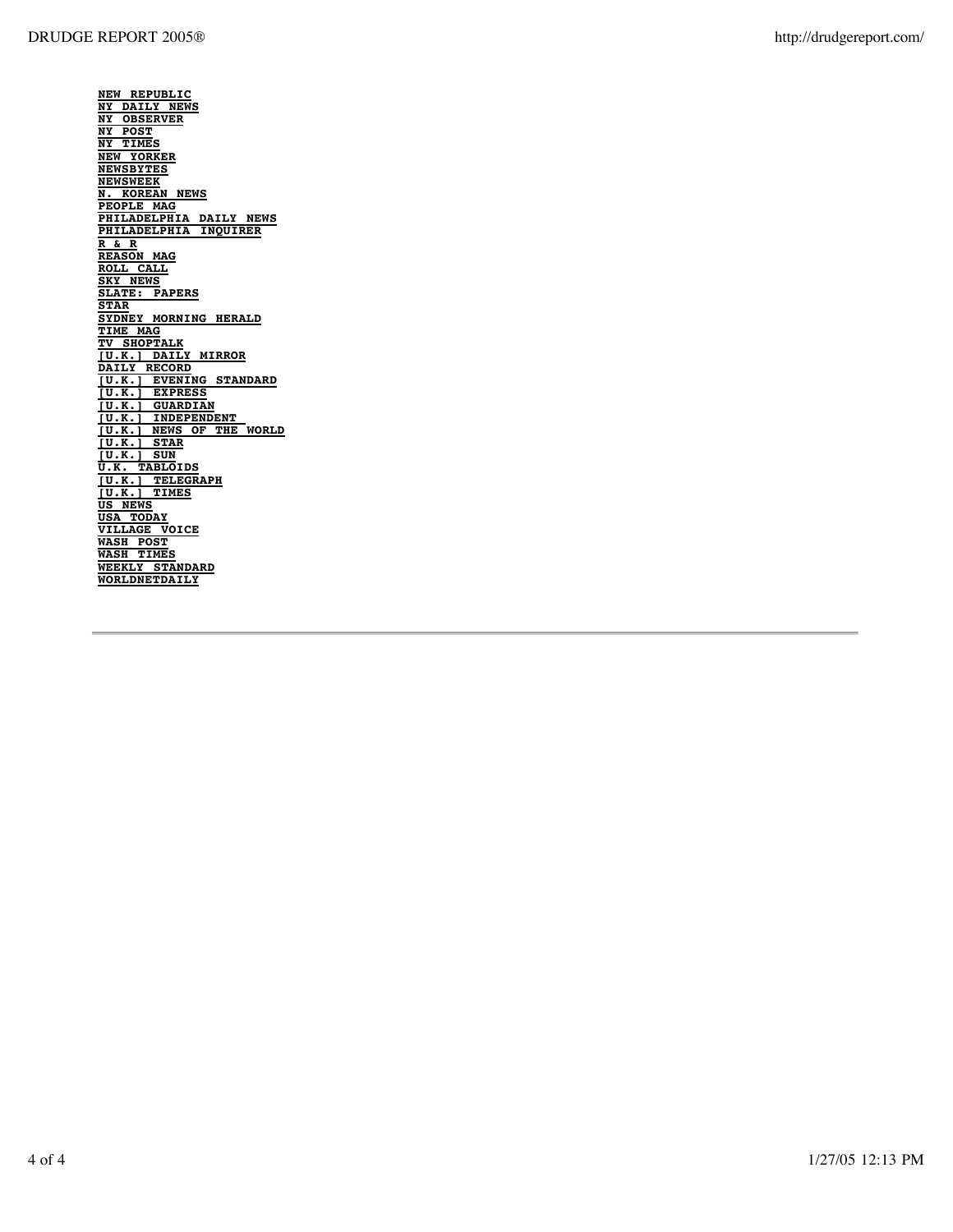**NEW REPUBLIC**
**NY DAILY NEWS**
**NY OBSERVER**
**NY POST**
**NY TIMES**
**NEW YORKER**
**NEWSBYTES**
**NEWSWEEK**
**N. KOREAN NEWS**
**PEOPLE MAG**
**PHILADELPHIA DAILY NEWS**
**PHILADELPHIA INQUIRER**
**R & R**
**REASON MAG**
**ROLL CALL**
**SKY NEWS**
**SLATE: PAPERS**
**STAR**
**SYDNEY MORNING HERALD**
**TIME MAG**
**TV SHOPTALK**
**[U.K.] DAILY MIRROR**
**DAILY RECORD**
**[U.K.] EVENING STANDARD**
**[U.K.] EXPRESS**
**[U.K.] GUARDIAN**
**[U.K.] INDEPENDENT**
**[U.K.] NEWS OF THE WORLD**
**[U.K.] STAR**
**[U.K.] SUN**
**U.K. TABLOIDS**
**[U.K.] TELEGRAPH**
**[U.K.] TIMES**
**US NEWS**
**USA TODAY**
**VILLAGE VOICE**
**WASH POST**
**WASH TIMES**
**WEEKLY STANDARD**
**WORLDNETDAILY**

---